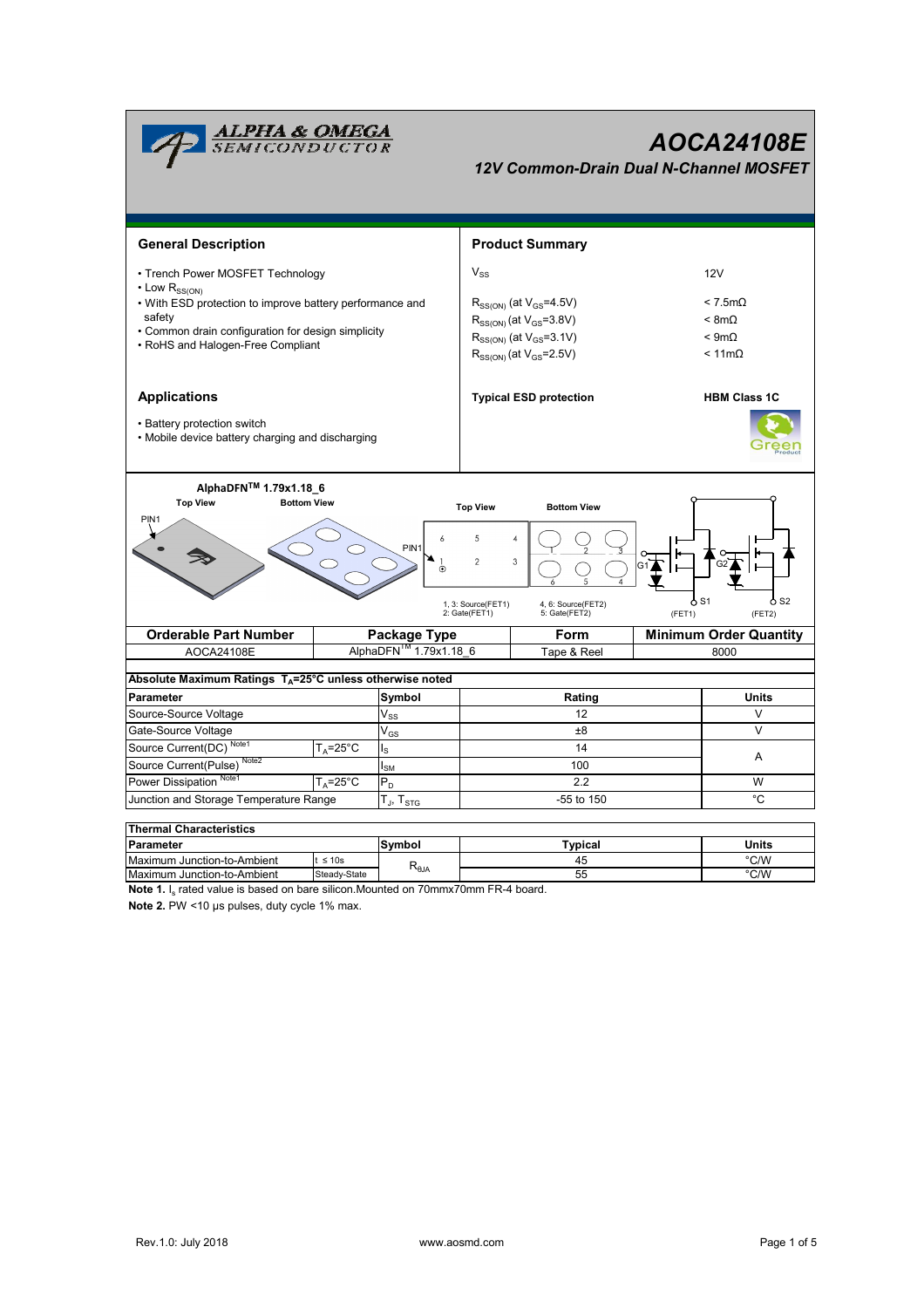# AOCA24108E

## 12V Common-Drain Dual N-Channel MOSFET

## General Description

- Trench Power MOSFET Technology
- Low $R_{SS(ON)}$
- With ESD protection to improve battery performance and safety
- Common drain configuration for design simplicity
- RoHS and Halogen-Free Compliant

## Product Summary

| | |
|---|---|
| $V_{SS}$ | 12V |
| $R_{SS(ON)}$ (at $V_{GS}$=4.5V) | < 7.5mΩ |
| $R_{SS(ON)}$ (at $V_{GS}$=3.8V) | < 8mΩ |
| $R_{SS(ON)}$ (at $V_{GS}$=3.1V) | < 9mΩ |
| $R_{SS(ON)}$ (at $V_{GS}$=2.5V) | < 11mΩ |
| **Typical ESD protection** | **HBM Class 1C** |

## Applications

- Battery protection switch
- Mobile device battery charging and discharging

AlphaDFN™ 1.79x1.18_6

Top View / Bottom View

1, 3: Source(FET1)
2: Gate(FET1)

4, 6: Source(FET2)
5: Gate(FET2)

(FET1) (FET2)

| Orderable Part Number | Package Type | Form | Minimum Order Quantity |
|---|---|---|---|
| AOCA24108E | AlphaDFN™ 1.79x1.18_6 | Tape & Reel | 8000 |

**Absolute Maximum Ratings $T_A$=25°C unless otherwise noted**

| Parameter | | Symbol | Rating | Units |
|---|---|---|---|---|
| Source-Source Voltage | | $V_{SS}$ | 12 | V |
| Gate-Source Voltage | | $V_{GS}$ | ±8 | V |
| Source Current(DC) [Note1] | $T_A$=25°C | $I_S$ | 14 | A |
| Source Current(Pulse) [Note2] | | $I_{SM}$ | 100 | A |
| Power Dissipation [Note1] | $T_A$=25°C | $P_D$ | 2.2 | W |
| Junction and Storage Temperature Range | | $T_J$, $T_{STG}$ | -55 to 150 | °C |

**Thermal Characteristics**

| Parameter | | Symbol | Typical | Units |
|---|---|---|---|---|
| Maximum Junction-to-Ambient | t ≤ 10s | $R_{\theta JA}$ | 45 | °C/W |
| Maximum Junction-to-Ambient | Steady-State | $R_{\theta JA}$ | 55 | °C/W |

**Note 1.** $I_s$ rated value is based on bare silicon.Mounted on 70mmx70mm FR-4 board.

**Note 2.** PW <10 μs pulses, duty cycle 1% max.

Rev.1.0: July 2018 www.aosmd.com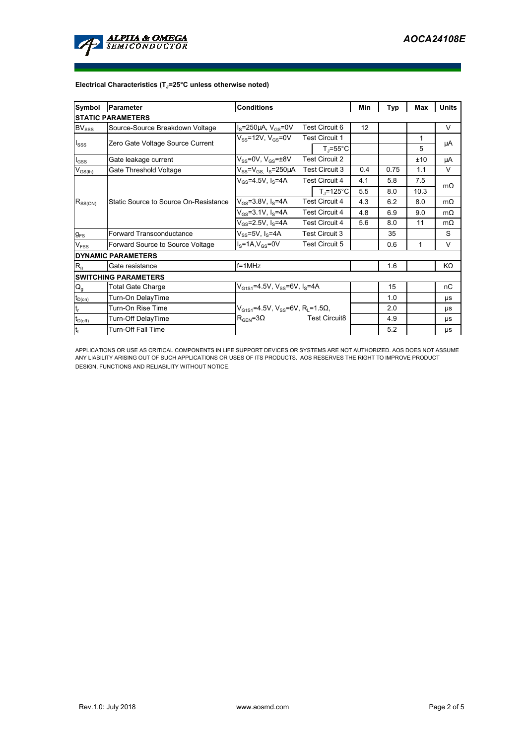**Electrical Characteristics ($T_J$=25°C unless otherwise noted)**

| Symbol | Parameter | Conditions | | Min | Typ | Max | Units |
|---|---|---|---|---|---|---|---|
| **STATIC PARAMETERS** | | | | | | | |
| $BV_{SSS}$ | Source-Source Breakdown Voltage | $I_S$=250µA, $V_{GS}$=0V | Test Circuit 6 | 12 | | | V |
| $I_{SSS}$ | Zero Gate Voltage Source Current | $V_{SS}$=12V, $V_{GS}$=0V | Test Circuit 1 | | | 1 | µA |
| | | | $T_J$=55°C | | | 5 | |
| $I_{GSS}$ | Gate leakage current | $V_{SS}$=0V, $V_{GS}$=±8V | Test Circuit 2 | | | ±10 | µA |
| $V_{GS(th)}$ | Gate Threshold Voltage | $V_{SS}$=$V_{GS}$, $I_S$=250µA | Test Circuit 3 | 0.4 | 0.75 | 1.1 | V |
| $R_{SS(ON)}$ | Static Source to Source On-Resistance | $V_{GS}$=4.5V, $I_S$=4A | Test Circuit 4 | 4.1 | 5.8 | 7.5 | mΩ |
| | | | $T_J$=125°C | 5.5 | 8.0 | 10.3 | |
| | | $V_{GS}$=3.8V, $I_S$=4A | Test Circuit 4 | 4.3 | 6.2 | 8.0 | mΩ |
| | | $V_{GS}$=3.1V, $I_S$=4A | Test Circuit 4 | 4.8 | 6.9 | 9.0 | mΩ |
| | | $V_{GS}$=2.5V, $I_S$=4A | Test Circuit 4 | 5.6 | 8.0 | 11 | mΩ |
| $g_{FS}$ | Forward Transconductance | $V_{SS}$=5V, $I_S$=4A | Test Circuit 3 | | 35 | | S |
| $V_{FSS}$ | Forward Source to Source Voltage | $I_S$=1A, $V_{GS}$=0V | Test Circuit 5 | | 0.6 | 1 | V |
| **DYNAMIC PARAMETERS** | | | | | | | |
| $R_g$ | Gate resistance | f=1MHz | | | 1.6 | | KΩ |
| **SWITCHING PARAMETERS** | | | | | | | |
| $Q_g$ | Total Gate Charge | $V_{G1S1}$=4.5V, $V_{SS}$=6V, $I_S$=4A | | | 15 | | nC |
| $t_{D(on)}$ | Turn-On DelayTime | $V_{G1S1}$=4.5V, $V_{SS}$=6V, $R_L$=1.5Ω, $R_{GEN}$=3Ω | Test Circuit8 | | 1.0 | | µs |
| $t_r$ | Turn-On Rise Time | | | | 2.0 | | µs |
| $t_{D(off)}$ | Turn-Off DelayTime | | | | 4.9 | | µs |
| $t_f$ | Turn-Off Fall Time | | | | 5.2 | | µs |

APPLICATIONS OR USE AS CRITICAL COMPONENTS IN LIFE SUPPORT DEVICES OR SYSTEMS ARE NOT AUTHORIZED. AOS DOES NOT ASSUME ANY LIABILITY ARISING OUT OF SUCH APPLICATIONS OR USES OF ITS PRODUCTS. AOS RESERVES THE RIGHT TO IMPROVE PRODUCT DESIGN, FUNCTIONS AND RELIABILITY WITHOUT NOTICE.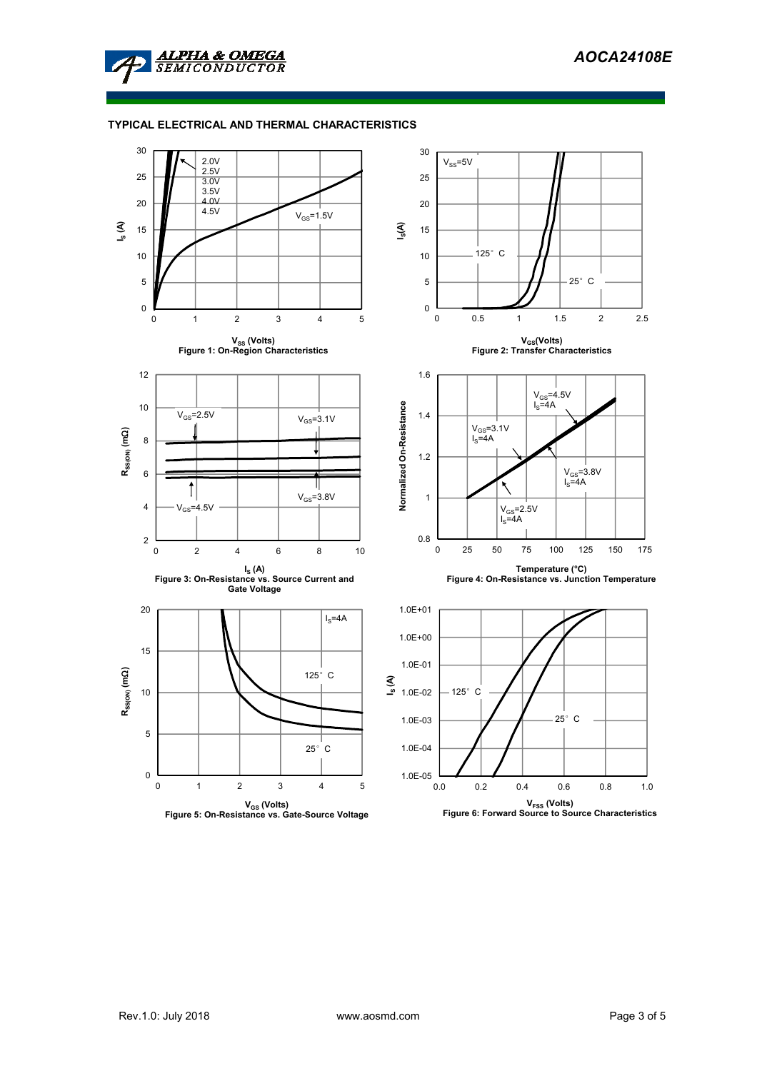## TYPICAL ELECTRICAL AND THERMAL CHARACTERISTICS

2.0V
2.5V
3.0V
3.5V
4.0V
4.5V

$V_{GS}$=1.5V

$I_S$ (A)

$V_{SS}$ (Volts)

Figure 1: On-Region Characteristics

$V_{SS}$=5V

125° C

25° C

$I_S$(A)

$V_{GS}$(Volts)

Figure 2: Transfer Characteristics

$V_{GS}$=2.5V

$V_{GS}$=3.1V

$V_{GS}$=4.5V

$V_{GS}$=3.8V

$R_{SS(ON)}$ (mΩ)

$I_S$ (A)

Figure 3: On-Resistance vs. Source Current and Gate Voltage

$V_{GS}$=4.5V, $I_S$=4A

$V_{GS}$=3.1V, $I_S$=4A

$V_{GS}$=3.8V, $I_S$=4A

$V_{GS}$=2.5V, $I_S$=4A

Normalized On-Resistance

Temperature (°C)

Figure 4: On-Resistance vs. Junction Temperature

$I_S$=4A

125° C

25° C

$R_{SS(ON)}$ (mΩ)

$V_{GS}$ (Volts)

Figure 5: On-Resistance vs. Gate-Source Voltage

125° C

25° C

$I_S$ (A)

$V_{FSS}$ (Volts)

Figure 6: Forward Source to Source Characteristics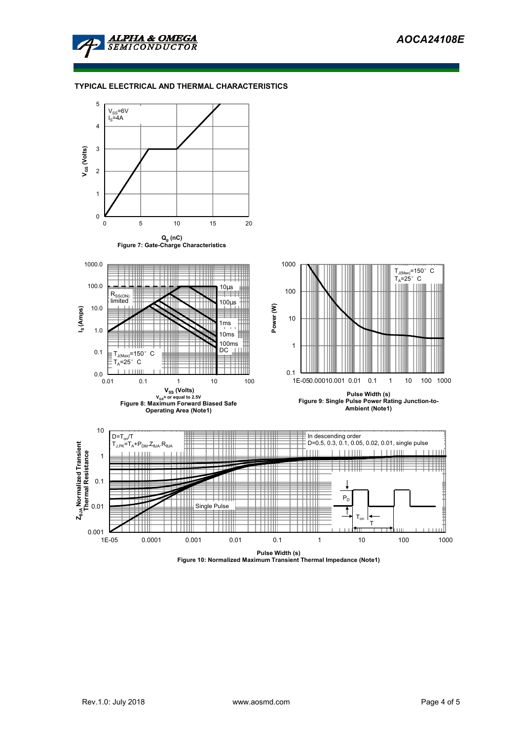## TYPICAL ELECTRICAL AND THERMAL CHARACTERISTICS

$V_{SS}$=6V
$I_S$=4A

$V_{GS}$ (Volts)

$Q_g$ (nC)

Figure 7: Gate-Charge Characteristics

$R_{SS(ON)}$ limited

10µs
100µs
1ms
10ms
100ms
DC

$T_{J(Max)}$=150° C
$T_A$=25° C

$I_S$ (Amps)

$V_{SS}$ (Volts)

$V_{GS}$> or equal to 2.5V

Figure 8: Maximum Forward Biased Safe Operating Area (Note1)

$T_{J(Max)}$=150° C
$T_A$=25° C

Power (W)

Pulse Width (s)

Figure 9: Single Pulse Power Rating Junction-to-Ambient (Note1)

$D=T_{on}/T$
$T_{J,PK}=T_A+P_{DM}.Z_{\theta JA}.R_{\theta JA}$

In descending order
D=0.5, 0.3, 0.1, 0.05, 0.02, 0.01, single pulse

Single Pulse

$P_D$

$T_{on}$

T

$Z_{\theta JA}$ Normalized Transient Thermal Resistance

Pulse Width (s)

Figure 10: Normalized Maximum Transient Thermal Impedance (Note1)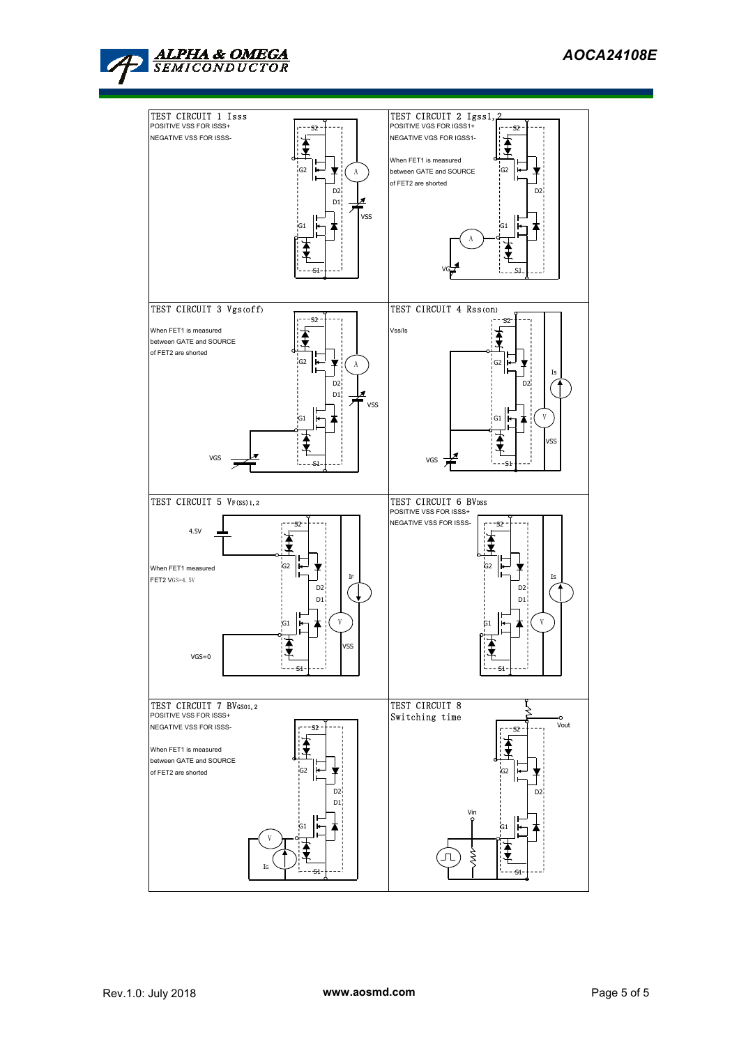TEST CIRCUIT 1 Isss

POSITIVE VSS FOR ISSS+

NEGATIVE VSS FOR ISSS-

S2
G2
D2
D1
G1
S1
A
VSS

TEST CIRCUIT 2 Igss1,2

POSITIVE VGS FOR IGSS1+

NEGATIVE VGS FOR IGSS1-

When FET1 is measured between GATE and SOURCE of FET2 are shorted

S2
G2
D2
G1
S1
A
VGS

TEST CIRCUIT 3 Vgs(off)

When FET1 is measured between GATE and SOURCE of FET2 are shorted

S2
G2
D2
D1
G1
S1
A
VSS
VGS

TEST CIRCUIT 4 Rss(on)

Vss/Is

S2
G2
D2
G1
S1
Is
V
VSS
VGS

TEST CIRCUIT 5 $V_{F(SS)1,2}$

4.5V

When FET1 measured

FET2 VGS=4.5V

S2
G2
D2
D1
G1
S1
IF
V
VSS
VGS=0

TEST CIRCUIT 6 $BV_{DSS}$

POSITIVE VSS FOR ISSS+

NEGATIVE VSS FOR ISSS-

S2
G2
D2
D1
G1
S1
Is
V

TEST CIRCUIT 7 $BV_{GSO1,2}$

POSITIVE VSS FOR ISSS+

NEGATIVE VSS FOR ISSS-

When FET1 is measured between GATE and SOURCE of FET2 are shorted

S2
G2
D2
D1
G1
S1
V
IG

TEST CIRCUIT 8

Switching time

Vout
S2
G2
D2
Vin
G1
S1